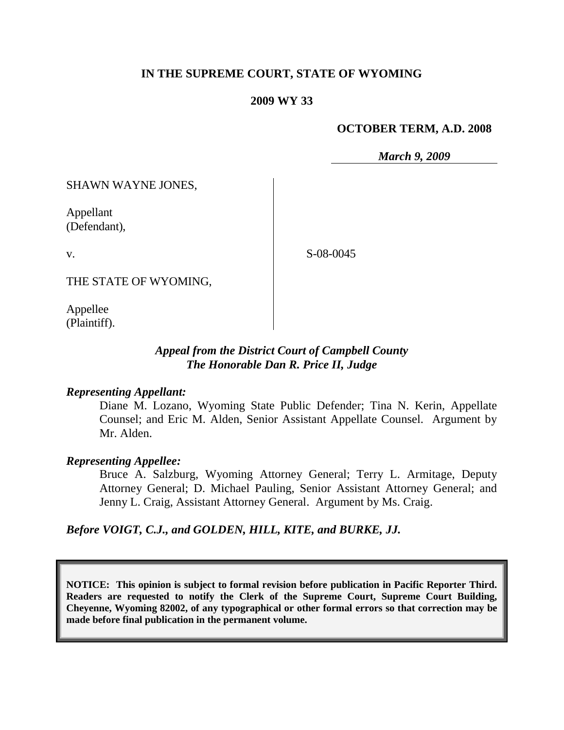**IN THE SUPREME COURT, STATE OF WYOMING**

**2009 WY 33**

**OCTOBER TERM, A.D. 2008**

***March 9, 2009***

SHAWN WAYNE JONES,

Appellant
(Defendant),

v.

THE STATE OF WYOMING,

Appellee
(Plaintiff).

S-08-0045

***Appeal from the District Court of Campbell County***
***The Honorable Dan R. Price II, Judge***

***Representing Appellant:***

Diane M. Lozano, Wyoming State Public Defender; Tina N. Kerin, Appellate Counsel; and Eric M. Alden, Senior Assistant Appellate Counsel. Argument by Mr. Alden.

***Representing Appellee:***

Bruce A. Salzburg, Wyoming Attorney General; Terry L. Armitage, Deputy Attorney General; D. Michael Pauling, Senior Assistant Attorney General; and Jenny L. Craig, Assistant Attorney General. Argument by Ms. Craig.

***Before VOIGT, C.J., and GOLDEN, HILL, KITE, and BURKE, JJ.***

**NOTICE: This opinion is subject to formal revision before publication in Pacific Reporter Third. Readers are requested to notify the Clerk of the Supreme Court, Supreme Court Building, Cheyenne, Wyoming 82002, of any typographical or other formal errors so that correction may be made before final publication in the permanent volume.**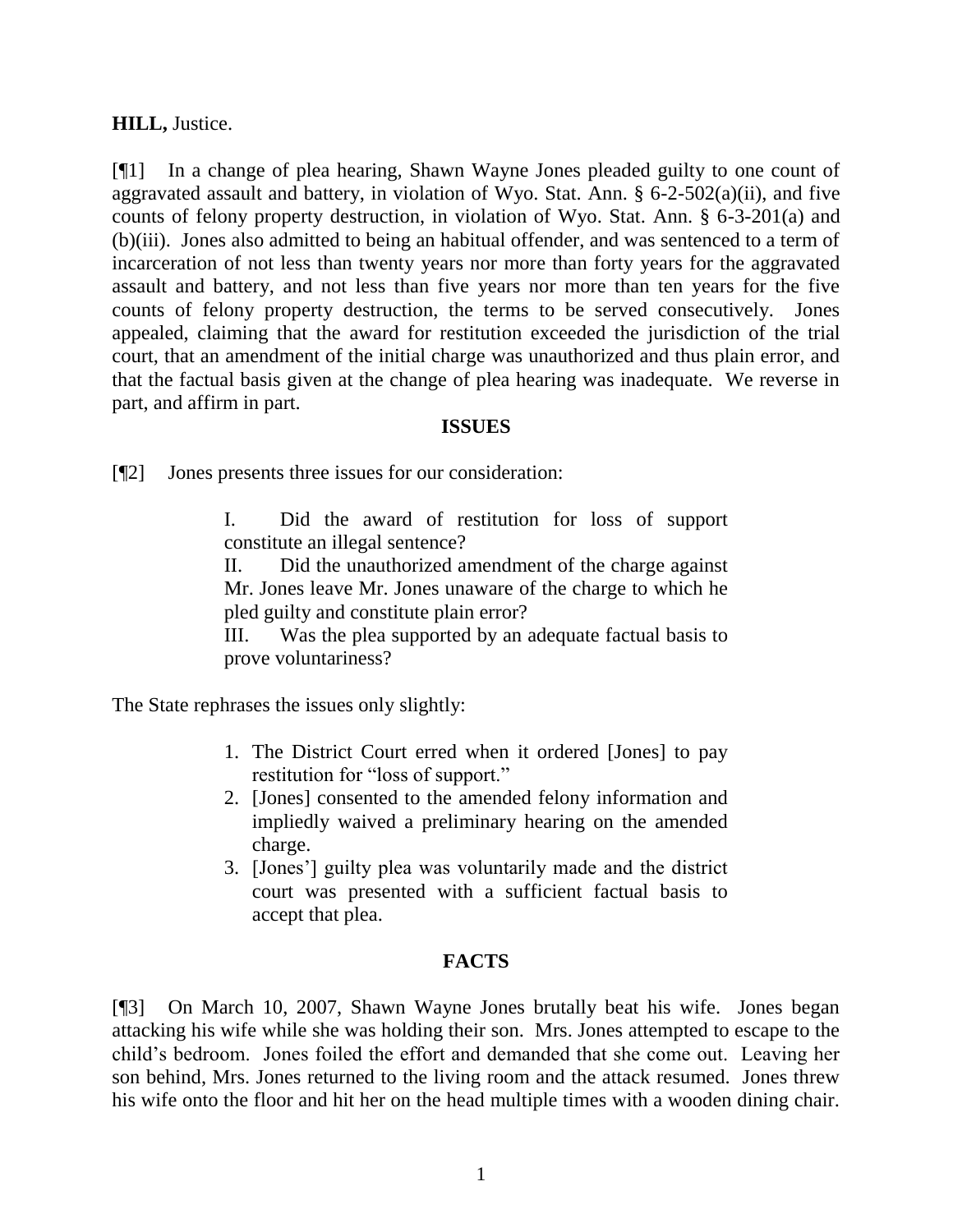**HILL,** Justice.

[¶1] In a change of plea hearing, Shawn Wayne Jones pleaded guilty to one count of aggravated assault and battery, in violation of Wyo. Stat. Ann. § 6-2-502(a)(ii), and five counts of felony property destruction, in violation of Wyo. Stat. Ann. § 6-3-201(a) and (b)(iii). Jones also admitted to being an habitual offender, and was sentenced to a term of incarceration of not less than twenty years nor more than forty years for the aggravated assault and battery, and not less than five years nor more than ten years for the five counts of felony property destruction, the terms to be served consecutively. Jones appealed, claiming that the award for restitution exceeded the jurisdiction of the trial court, that an amendment of the initial charge was unauthorized and thus plain error, and that the factual basis given at the change of plea hearing was inadequate. We reverse in part, and affirm in part.

## ISSUES

[¶2] Jones presents three issues for our consideration:

> I. Did the award of restitution for loss of support constitute an illegal sentence?
>
> II. Did the unauthorized amendment of the charge against Mr. Jones leave Mr. Jones unaware of the charge to which he pled guilty and constitute plain error?
>
> III. Was the plea supported by an adequate factual basis to prove voluntariness?

The State rephrases the issues only slightly:

> 1. The District Court erred when it ordered [Jones] to pay restitution for "loss of support."
> 2. [Jones] consented to the amended felony information and impliedly waived a preliminary hearing on the amended charge.
> 3. [Jones'] guilty plea was voluntarily made and the district court was presented with a sufficient factual basis to accept that plea.

## FACTS

[¶3] On March 10, 2007, Shawn Wayne Jones brutally beat his wife. Jones began attacking his wife while she was holding their son. Mrs. Jones attempted to escape to the child's bedroom. Jones foiled the effort and demanded that she come out. Leaving her son behind, Mrs. Jones returned to the living room and the attack resumed. Jones threw his wife onto the floor and hit her on the head multiple times with a wooden dining chair.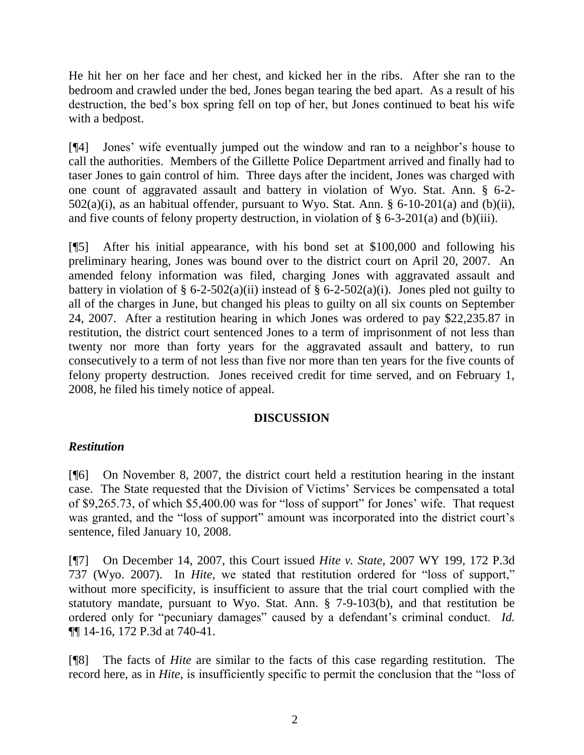He hit her on her face and her chest, and kicked her in the ribs. After she ran to the bedroom and crawled under the bed, Jones began tearing the bed apart. As a result of his destruction, the bed's box spring fell on top of her, but Jones continued to beat his wife with a bedpost.

[¶4] Jones' wife eventually jumped out the window and ran to a neighbor's house to call the authorities. Members of the Gillette Police Department arrived and finally had to taser Jones to gain control of him. Three days after the incident, Jones was charged with one count of aggravated assault and battery in violation of Wyo. Stat. Ann. § 6-2-502(a)(i), as an habitual offender, pursuant to Wyo. Stat. Ann. § 6-10-201(a) and (b)(ii), and five counts of felony property destruction, in violation of § 6-3-201(a) and (b)(iii).

[¶5] After his initial appearance, with his bond set at $100,000 and following his preliminary hearing, Jones was bound over to the district court on April 20, 2007. An amended felony information was filed, charging Jones with aggravated assault and battery in violation of § 6-2-502(a)(ii) instead of § 6-2-502(a)(i). Jones pled not guilty to all of the charges in June, but changed his pleas to guilty on all six counts on September 24, 2007. After a restitution hearing in which Jones was ordered to pay $22,235.87 in restitution, the district court sentenced Jones to a term of imprisonment of not less than twenty nor more than forty years for the aggravated assault and battery, to run consecutively to a term of not less than five nor more than ten years for the five counts of felony property destruction. Jones received credit for time served, and on February 1, 2008, he filed his timely notice of appeal.

## DISCUSSION

### *Restitution*

[¶6] On November 8, 2007, the district court held a restitution hearing in the instant case. The State requested that the Division of Victims' Services be compensated a total of $9,265.73, of which $5,400.00 was for "loss of support" for Jones' wife. That request was granted, and the "loss of support" amount was incorporated into the district court's sentence, filed January 10, 2008.

[¶7] On December 14, 2007, this Court issued *Hite v. State*, 2007 WY 199, 172 P.3d 737 (Wyo. 2007). In *Hite*, we stated that restitution ordered for "loss of support," without more specificity, is insufficient to assure that the trial court complied with the statutory mandate, pursuant to Wyo. Stat. Ann. § 7-9-103(b), and that restitution be ordered only for "pecuniary damages" caused by a defendant's criminal conduct. *Id.* ¶¶ 14-16, 172 P.3d at 740-41.

[¶8] The facts of *Hite* are similar to the facts of this case regarding restitution. The record here, as in *Hite*, is insufficiently specific to permit the conclusion that the "loss of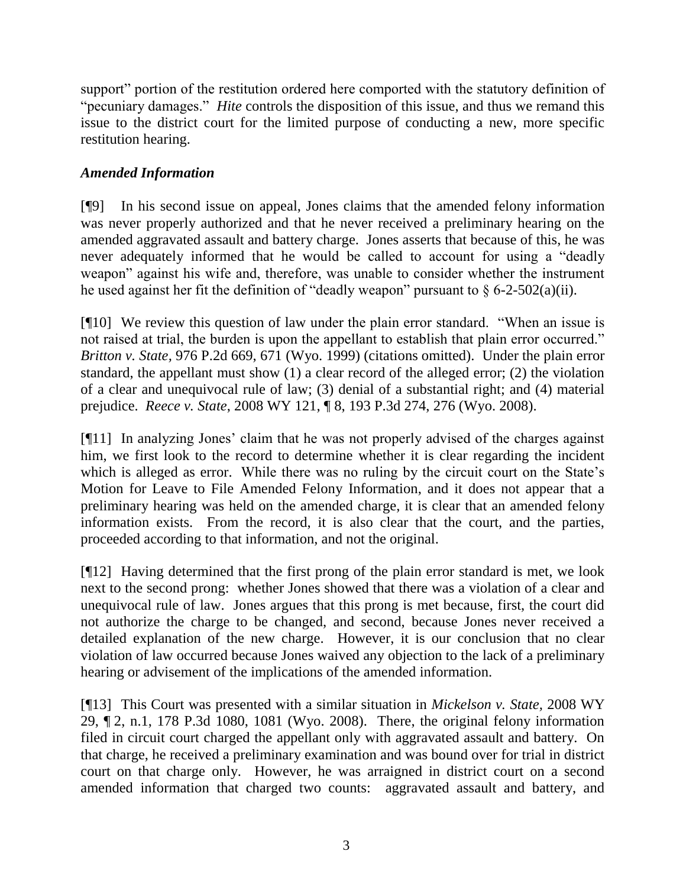support" portion of the restitution ordered here comported with the statutory definition of "pecuniary damages." *Hite* controls the disposition of this issue, and thus we remand this issue to the district court for the limited purpose of conducting a new, more specific restitution hearing.

### *Amended Information*

[¶9] In his second issue on appeal, Jones claims that the amended felony information was never properly authorized and that he never received a preliminary hearing on the amended aggravated assault and battery charge. Jones asserts that because of this, he was never adequately informed that he would be called to account for using a "deadly weapon" against his wife and, therefore, was unable to consider whether the instrument he used against her fit the definition of "deadly weapon" pursuant to § 6-2-502(a)(ii).

[¶10] We review this question of law under the plain error standard. "When an issue is not raised at trial, the burden is upon the appellant to establish that plain error occurred." *Britton v. State*, 976 P.2d 669, 671 (Wyo. 1999) (citations omitted). Under the plain error standard, the appellant must show (1) a clear record of the alleged error; (2) the violation of a clear and unequivocal rule of law; (3) denial of a substantial right; and (4) material prejudice. *Reece v. State*, 2008 WY 121, ¶ 8, 193 P.3d 274, 276 (Wyo. 2008).

[¶11] In analyzing Jones' claim that he was not properly advised of the charges against him, we first look to the record to determine whether it is clear regarding the incident which is alleged as error. While there was no ruling by the circuit court on the State's Motion for Leave to File Amended Felony Information, and it does not appear that a preliminary hearing was held on the amended charge, it is clear that an amended felony information exists. From the record, it is also clear that the court, and the parties, proceeded according to that information, and not the original.

[¶12] Having determined that the first prong of the plain error standard is met, we look next to the second prong: whether Jones showed that there was a violation of a clear and unequivocal rule of law. Jones argues that this prong is met because, first, the court did not authorize the charge to be changed, and second, because Jones never received a detailed explanation of the new charge. However, it is our conclusion that no clear violation of law occurred because Jones waived any objection to the lack of a preliminary hearing or advisement of the implications of the amended information.

[¶13] This Court was presented with a similar situation in *Mickelson v. State*, 2008 WY 29, ¶ 2, n.1, 178 P.3d 1080, 1081 (Wyo. 2008). There, the original felony information filed in circuit court charged the appellant only with aggravated assault and battery. On that charge, he received a preliminary examination and was bound over for trial in district court on that charge only. However, he was arraigned in district court on a second amended information that charged two counts: aggravated assault and battery, and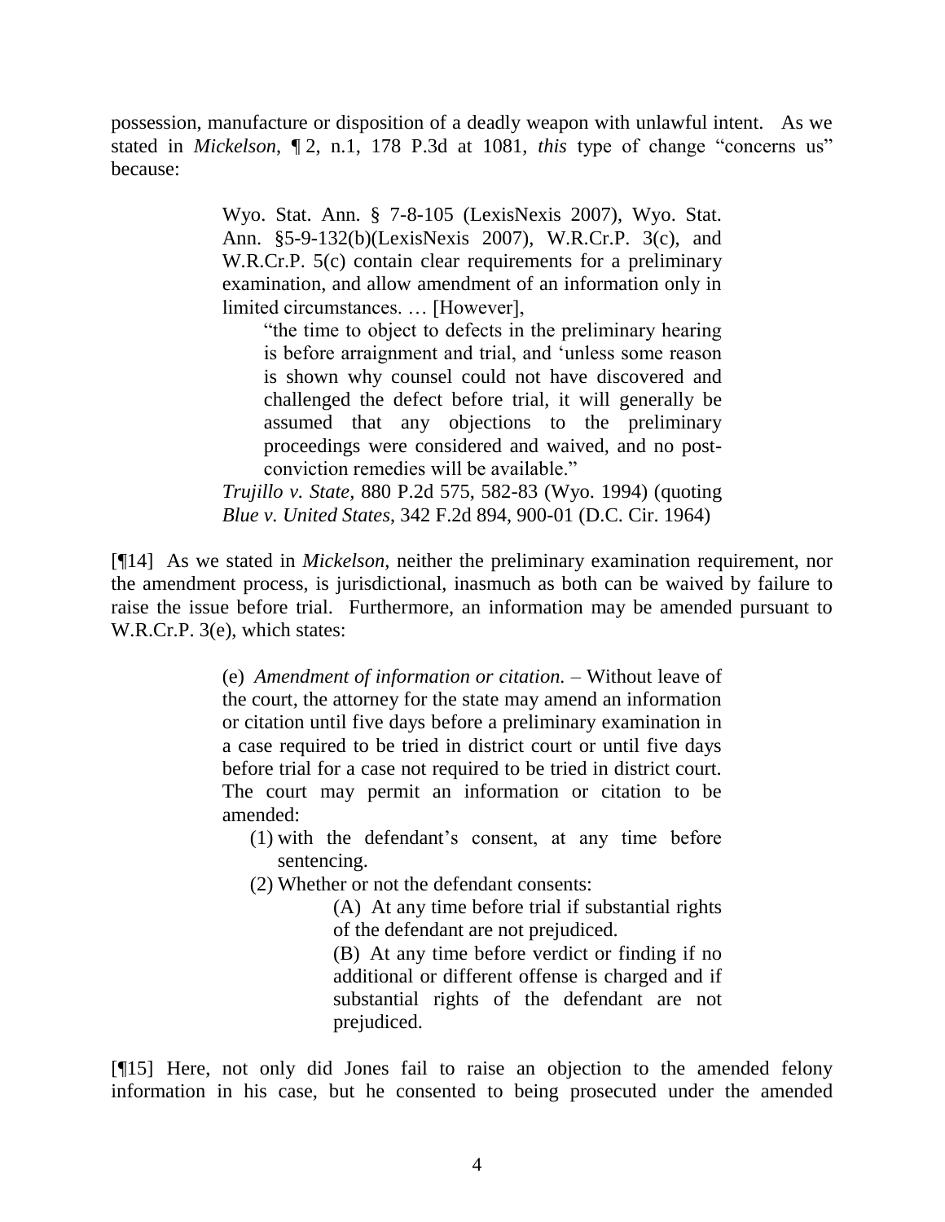possession, manufacture or disposition of a deadly weapon with unlawful intent. As we stated in *Mickelson*, ¶ 2, n.1, 178 P.3d at 1081, *this* type of change "concerns us" because:

> Wyo. Stat. Ann. § 7-8-105 (LexisNexis 2007), Wyo. Stat. Ann. §5-9-132(b)(LexisNexis 2007), W.R.Cr.P. 3(c), and W.R.Cr.P. 5(c) contain clear requirements for a preliminary examination, and allow amendment of an information only in limited circumstances. … [However],
>
> > "the time to object to defects in the preliminary hearing is before arraignment and trial, and 'unless some reason is shown why counsel could not have discovered and challenged the defect before trial, it will generally be assumed that any objections to the preliminary proceedings were considered and waived, and no post-conviction remedies will be available."
>
> *Trujillo v. State,* 880 P.2d 575, 582-83 (Wyo. 1994) (quoting *Blue v. United States*, 342 F.2d 894, 900-01 (D.C. Cir. 1964)

[¶14] As we stated in *Mickelson*, neither the preliminary examination requirement, nor the amendment process, is jurisdictional, inasmuch as both can be waived by failure to raise the issue before trial. Furthermore, an information may be amended pursuant to W.R.Cr.P. 3(e), which states:

> (e) *Amendment of information or citation.* – Without leave of the court, the attorney for the state may amend an information or citation until five days before a preliminary examination in a case required to be tried in district court or until five days before trial for a case not required to be tried in district court. The court may permit an information or citation to be amended:
>
> (1) with the defendant's consent, at any time before sentencing.
>
> (2) Whether or not the defendant consents:
>
> > (A) At any time before trial if substantial rights of the defendant are not prejudiced.
> >
> > (B) At any time before verdict or finding if no additional or different offense is charged and if substantial rights of the defendant are not prejudiced.

[¶15] Here, not only did Jones fail to raise an objection to the amended felony information in his case, but he consented to being prosecuted under the amended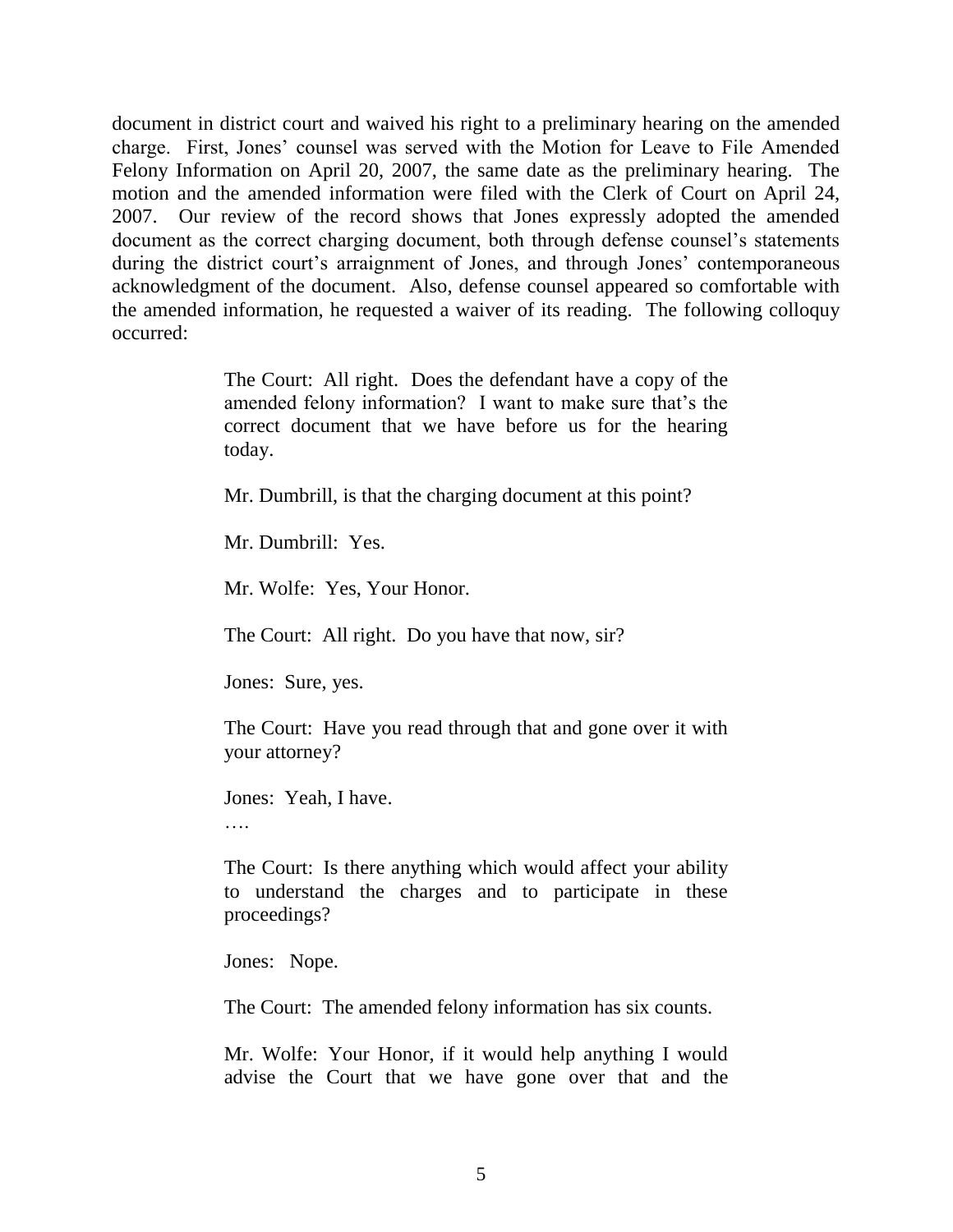document in district court and waived his right to a preliminary hearing on the amended charge. First, Jones' counsel was served with the Motion for Leave to File Amended Felony Information on April 20, 2007, the same date as the preliminary hearing. The motion and the amended information were filed with the Clerk of Court on April 24, 2007. Our review of the record shows that Jones expressly adopted the amended document as the correct charging document, both through defense counsel's statements during the district court's arraignment of Jones, and through Jones' contemporaneous acknowledgment of the document. Also, defense counsel appeared so comfortable with the amended information, he requested a waiver of its reading. The following colloquy occurred:

> The Court: All right. Does the defendant have a copy of the amended felony information? I want to make sure that's the correct document that we have before us for the hearing today.
>
> Mr. Dumbrill, is that the charging document at this point?
>
> Mr. Dumbrill: Yes.
>
> Mr. Wolfe: Yes, Your Honor.
>
> The Court: All right. Do you have that now, sir?
>
> Jones: Sure, yes.
>
> The Court: Have you read through that and gone over it with your attorney?
>
> Jones: Yeah, I have.
>
> ….
>
> The Court: Is there anything which would affect your ability to understand the charges and to participate in these proceedings?
>
> Jones: Nope.
>
> The Court: The amended felony information has six counts.
>
> Mr. Wolfe: Your Honor, if it would help anything I would advise the Court that we have gone over that and the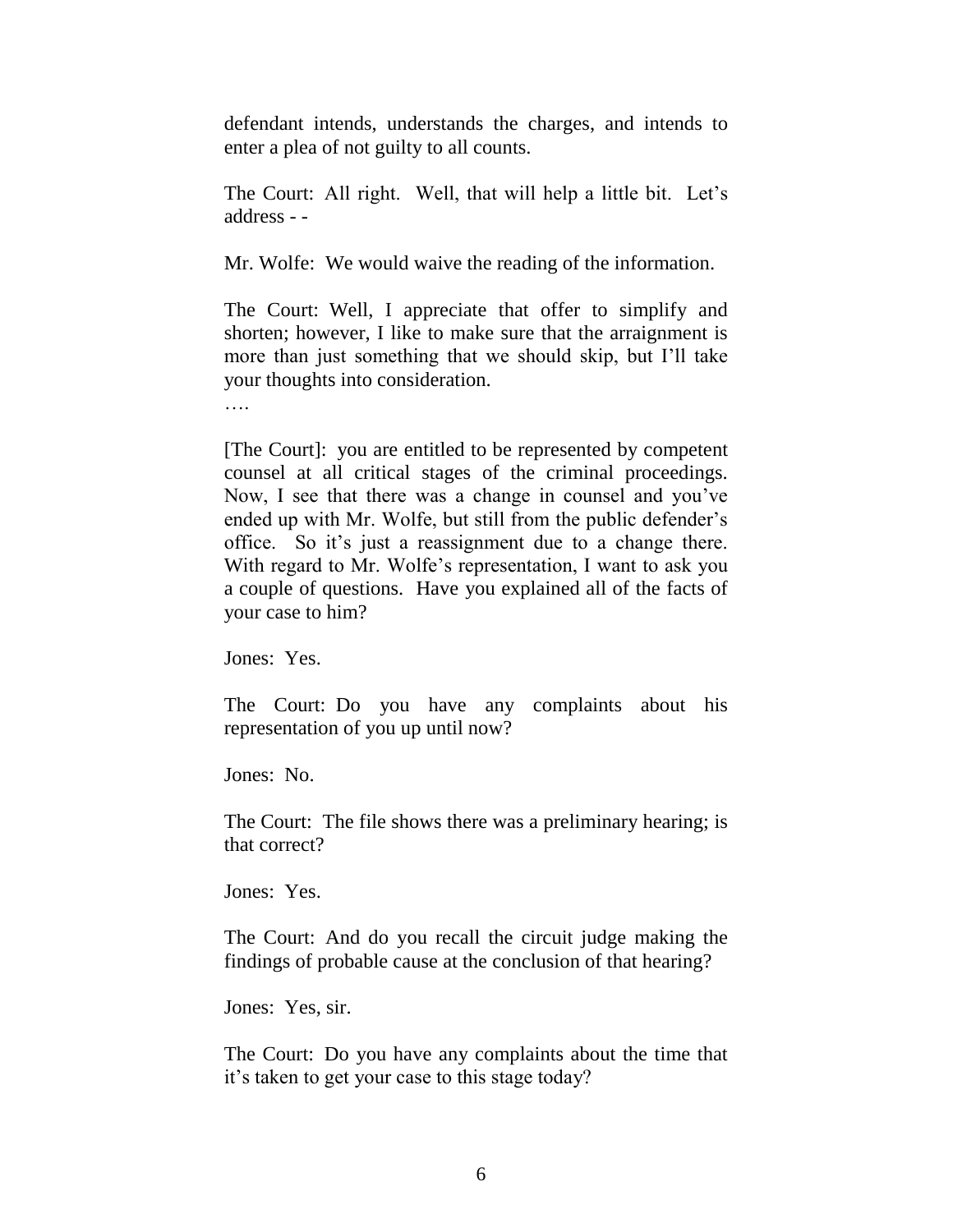defendant intends, understands the charges, and intends to enter a plea of not guilty to all counts.

The Court: All right. Well, that will help a little bit. Let's address - -

Mr. Wolfe: We would waive the reading of the information.

The Court: Well, I appreciate that offer to simplify and shorten; however, I like to make sure that the arraignment is more than just something that we should skip, but I'll take your thoughts into consideration.

….

[The Court]: you are entitled to be represented by competent counsel at all critical stages of the criminal proceedings. Now, I see that there was a change in counsel and you've ended up with Mr. Wolfe, but still from the public defender's office. So it's just a reassignment due to a change there. With regard to Mr. Wolfe's representation, I want to ask you a couple of questions. Have you explained all of the facts of your case to him?

Jones: Yes.

The Court: Do you have any complaints about his representation of you up until now?

Jones: No.

The Court: The file shows there was a preliminary hearing; is that correct?

Jones: Yes.

The Court: And do you recall the circuit judge making the findings of probable cause at the conclusion of that hearing?

Jones: Yes, sir.

The Court: Do you have any complaints about the time that it's taken to get your case to this stage today?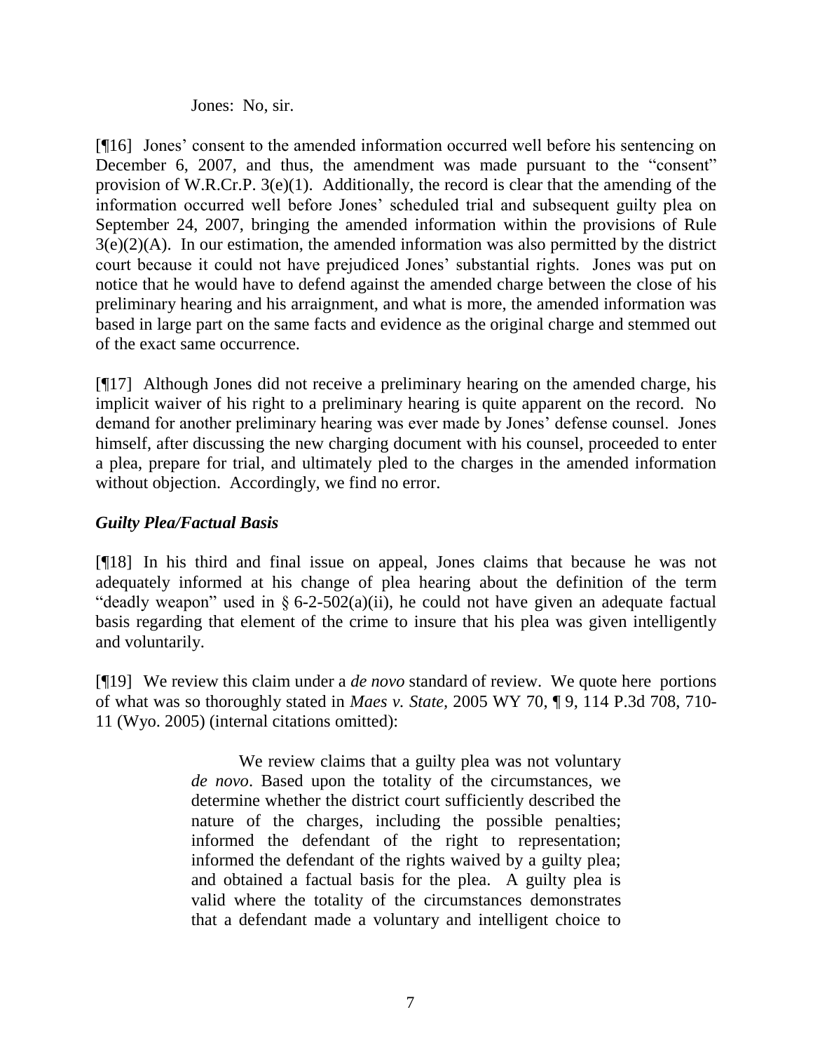Jones: No, sir.

[¶16] Jones' consent to the amended information occurred well before his sentencing on December 6, 2007, and thus, the amendment was made pursuant to the "consent" provision of W.R.Cr.P. 3(e)(1). Additionally, the record is clear that the amending of the information occurred well before Jones' scheduled trial and subsequent guilty plea on September 24, 2007, bringing the amended information within the provisions of Rule 3(e)(2)(A). In our estimation, the amended information was also permitted by the district court because it could not have prejudiced Jones' substantial rights. Jones was put on notice that he would have to defend against the amended charge between the close of his preliminary hearing and his arraignment, and what is more, the amended information was based in large part on the same facts and evidence as the original charge and stemmed out of the exact same occurrence.

[¶17] Although Jones did not receive a preliminary hearing on the amended charge, his implicit waiver of his right to a preliminary hearing is quite apparent on the record. No demand for another preliminary hearing was ever made by Jones' defense counsel. Jones himself, after discussing the new charging document with his counsel, proceeded to enter a plea, prepare for trial, and ultimately pled to the charges in the amended information without objection. Accordingly, we find no error.

### *Guilty Plea/Factual Basis*

[¶18] In his third and final issue on appeal, Jones claims that because he was not adequately informed at his change of plea hearing about the definition of the term "deadly weapon" used in § 6-2-502(a)(ii), he could not have given an adequate factual basis regarding that element of the crime to insure that his plea was given intelligently and voluntarily.

[¶19] We review this claim under a *de novo* standard of review. We quote here portions of what was so thoroughly stated in *Maes v. State*, 2005 WY 70, ¶ 9, 114 P.3d 708, 710-11 (Wyo. 2005) (internal citations omitted):

> We review claims that a guilty plea was not voluntary *de novo*. Based upon the totality of the circumstances, we determine whether the district court sufficiently described the nature of the charges, including the possible penalties; informed the defendant of the right to representation; informed the defendant of the rights waived by a guilty plea; and obtained a factual basis for the plea. A guilty plea is valid where the totality of the circumstances demonstrates that a defendant made a voluntary and intelligent choice to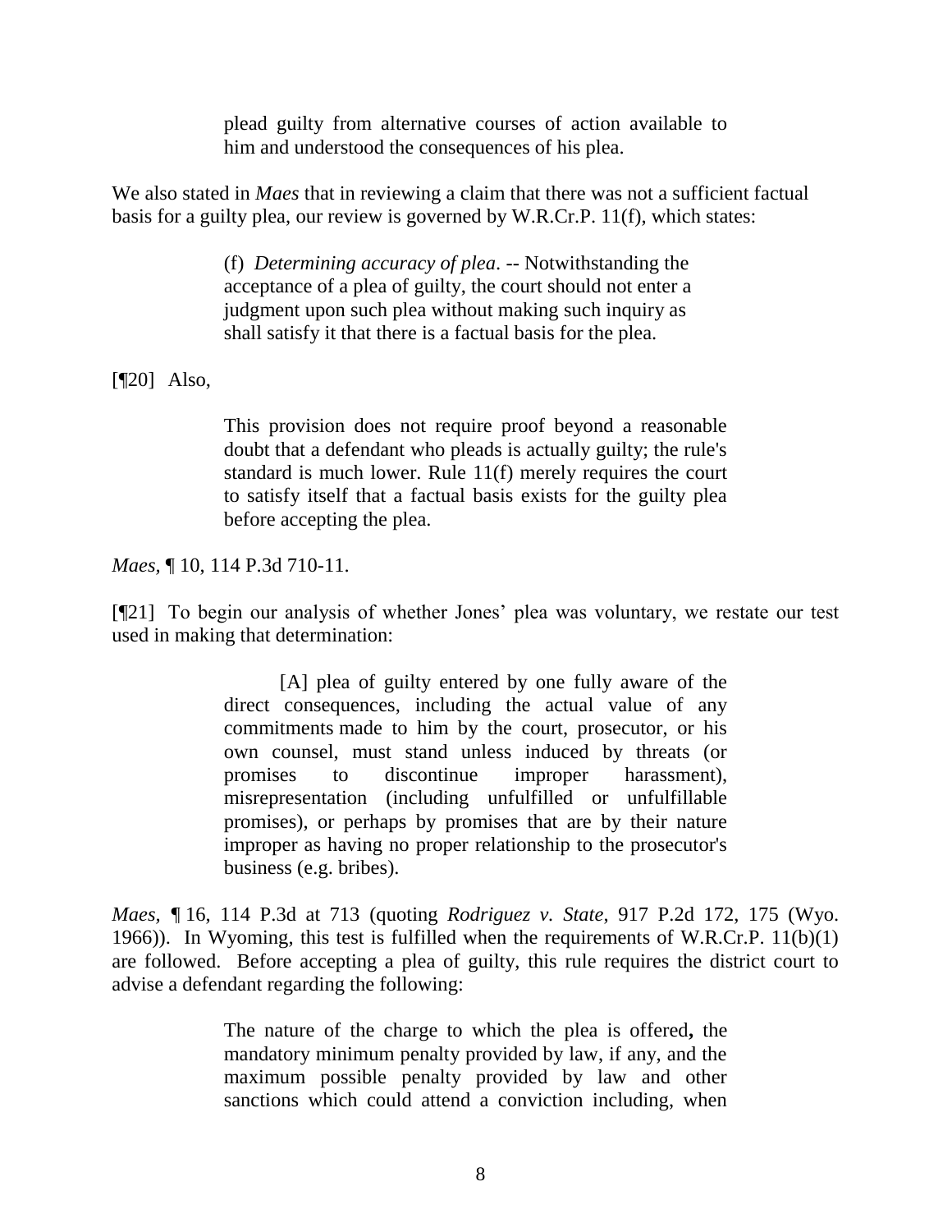> plead guilty from alternative courses of action available to him and understood the consequences of his plea.

We also stated in *Maes* that in reviewing a claim that there was not a sufficient factual basis for a guilty plea, our review is governed by W.R.Cr.P. 11(f), which states:

> (f) *Determining accuracy of plea*. -- Notwithstanding the acceptance of a plea of guilty, the court should not enter a judgment upon such plea without making such inquiry as shall satisfy it that there is a factual basis for the plea.

[¶20] Also,

> This provision does not require proof beyond a reasonable doubt that a defendant who pleads is actually guilty; the rule's standard is much lower. Rule 11(f) merely requires the court to satisfy itself that a factual basis exists for the guilty plea before accepting the plea.

*Maes,* ¶ 10, 114 P.3d 710-11.

[¶21] To begin our analysis of whether Jones' plea was voluntary, we restate our test used in making that determination:

> [A] plea of guilty entered by one fully aware of the direct consequences, including the actual value of any commitments made to him by the court, prosecutor, or his own counsel, must stand unless induced by threats (or promises to discontinue improper harassment), misrepresentation (including unfulfilled or unfulfillable promises), or perhaps by promises that are by their nature improper as having no proper relationship to the prosecutor's business (e.g. bribes).

*Maes*, ¶ 16, 114 P.3d at 713 (quoting *Rodriguez v. State*, 917 P.2d 172, 175 (Wyo. 1966)). In Wyoming, this test is fulfilled when the requirements of W.R.Cr.P. 11(b)(1) are followed. Before accepting a plea of guilty, this rule requires the district court to advise a defendant regarding the following:

> The nature of the charge to which the plea is offered**,** the mandatory minimum penalty provided by law, if any, and the maximum possible penalty provided by law and other sanctions which could attend a conviction including, when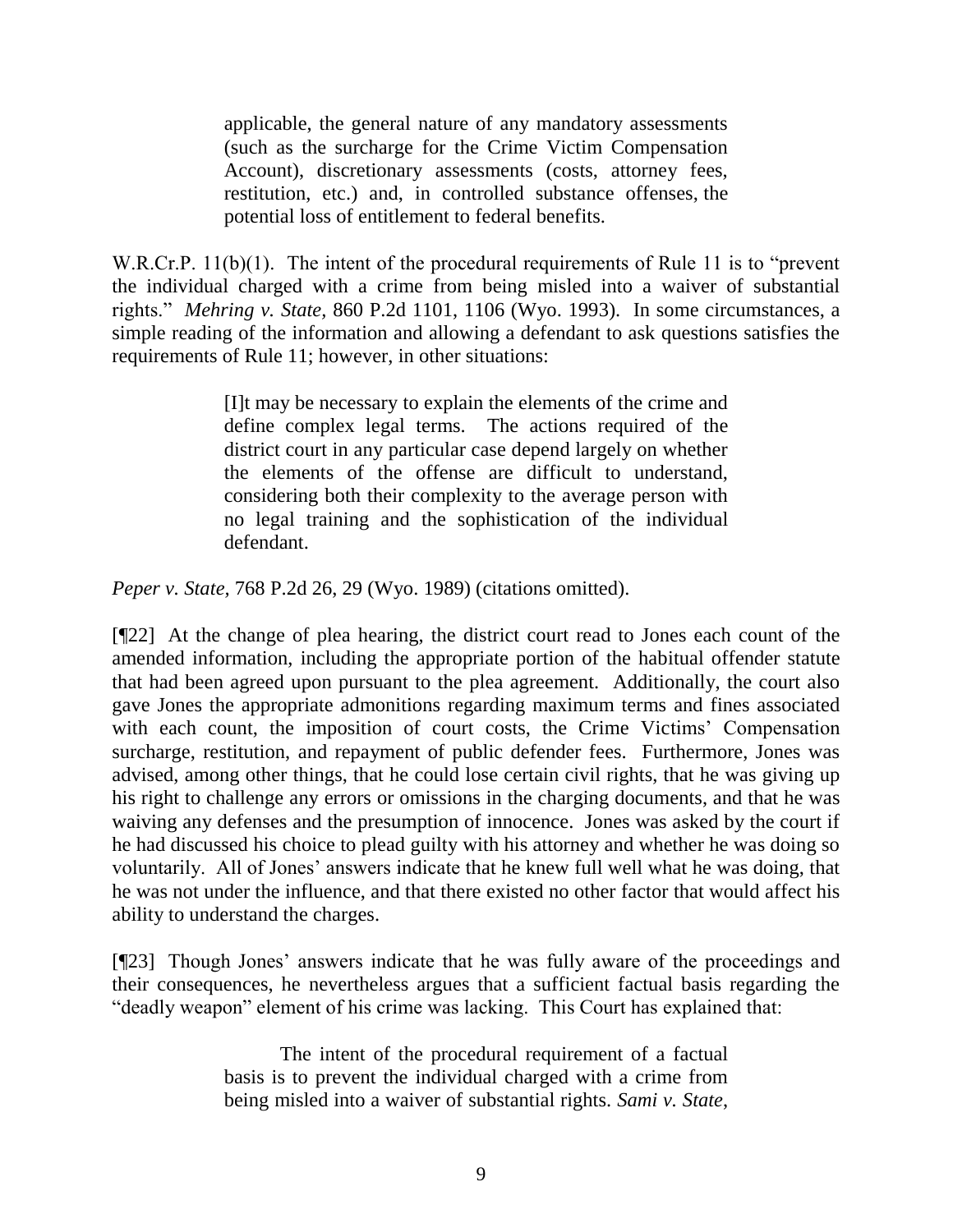> applicable, the general nature of any mandatory assessments (such as the surcharge for the Crime Victim Compensation Account), discretionary assessments (costs, attorney fees, restitution, etc.) and, in controlled substance offenses, the potential loss of entitlement to federal benefits.

W.R.Cr.P. 11(b)(1). The intent of the procedural requirements of Rule 11 is to "prevent the individual charged with a crime from being misled into a waiver of substantial rights." *Mehring v. State*, 860 P.2d 1101, 1106 (Wyo. 1993). In some circumstances, a simple reading of the information and allowing a defendant to ask questions satisfies the requirements of Rule 11; however, in other situations:

> [I]t may be necessary to explain the elements of the crime and define complex legal terms. The actions required of the district court in any particular case depend largely on whether the elements of the offense are difficult to understand, considering both their complexity to the average person with no legal training and the sophistication of the individual defendant.

*Peper v. State*, 768 P.2d 26, 29 (Wyo. 1989) (citations omitted).

[¶22] At the change of plea hearing, the district court read to Jones each count of the amended information, including the appropriate portion of the habitual offender statute that had been agreed upon pursuant to the plea agreement. Additionally, the court also gave Jones the appropriate admonitions regarding maximum terms and fines associated with each count, the imposition of court costs, the Crime Victims' Compensation surcharge, restitution, and repayment of public defender fees. Furthermore, Jones was advised, among other things, that he could lose certain civil rights, that he was giving up his right to challenge any errors or omissions in the charging documents, and that he was waiving any defenses and the presumption of innocence. Jones was asked by the court if he had discussed his choice to plead guilty with his attorney and whether he was doing so voluntarily. All of Jones' answers indicate that he knew full well what he was doing, that he was not under the influence, and that there existed no other factor that would affect his ability to understand the charges.

[¶23] Though Jones' answers indicate that he was fully aware of the proceedings and their consequences, he nevertheless argues that a sufficient factual basis regarding the "deadly weapon" element of his crime was lacking. This Court has explained that:

> The intent of the procedural requirement of a factual basis is to prevent the individual charged with a crime from being misled into a waiver of substantial rights. *Sami v. State*,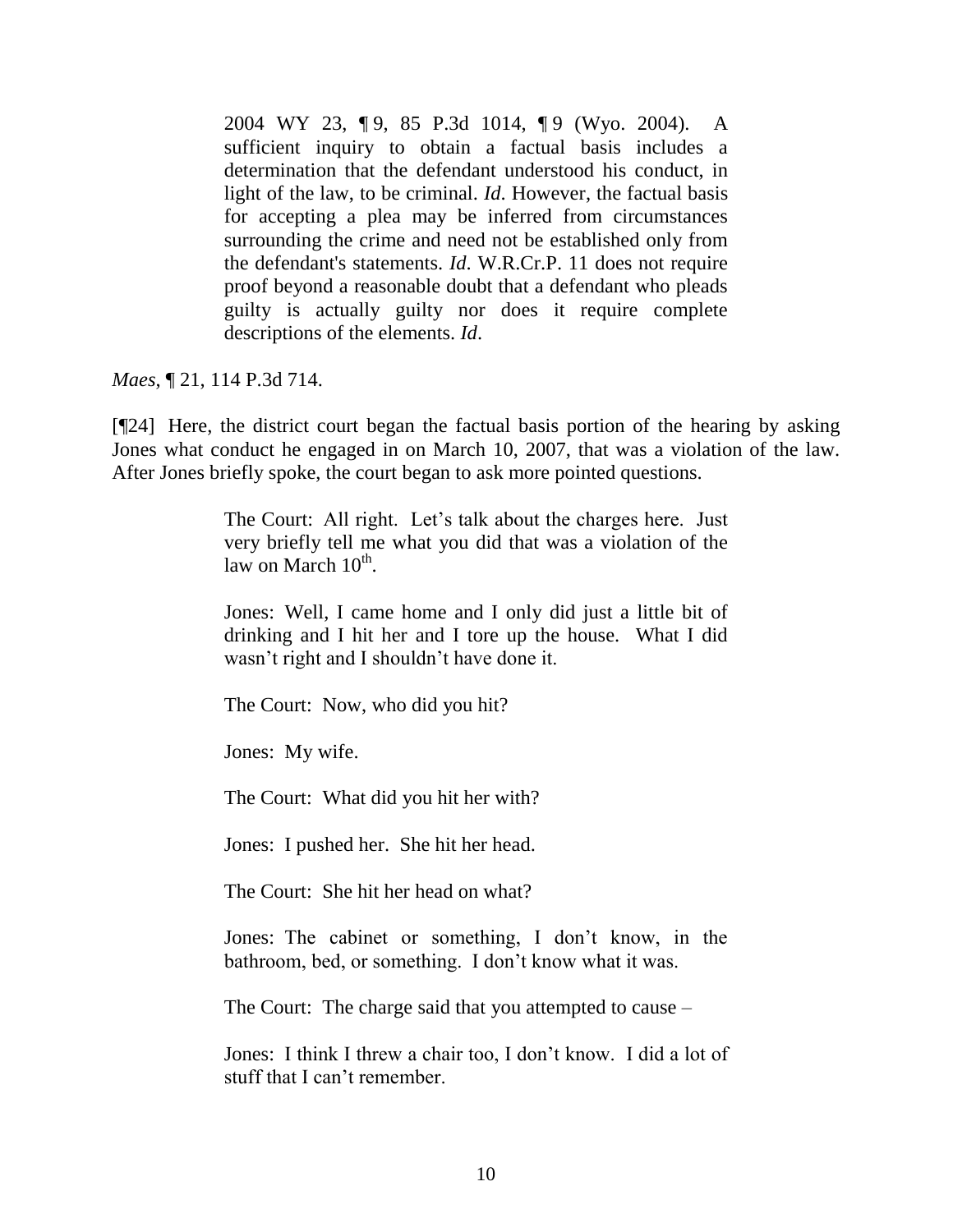> 2004 WY 23, ¶ 9, 85 P.3d 1014, ¶ 9 (Wyo. 2004). A sufficient inquiry to obtain a factual basis includes a determination that the defendant understood his conduct, in light of the law, to be criminal. *Id*. However, the factual basis for accepting a plea may be inferred from circumstances surrounding the crime and need not be established only from the defendant's statements. *Id*. W.R.Cr.P. 11 does not require proof beyond a reasonable doubt that a defendant who pleads guilty is actually guilty nor does it require complete descriptions of the elements. *Id*.

*Maes*, ¶ 21, 114 P.3d 714.

[¶24] Here, the district court began the factual basis portion of the hearing by asking Jones what conduct he engaged in on March 10, 2007, that was a violation of the law. After Jones briefly spoke, the court began to ask more pointed questions.

> The Court: All right. Let's talk about the charges here. Just very briefly tell me what you did that was a violation of the law on March 10th.
>
> Jones: Well, I came home and I only did just a little bit of drinking and I hit her and I tore up the house. What I did wasn't right and I shouldn't have done it.
>
> The Court: Now, who did you hit?
>
> Jones: My wife.
>
> The Court: What did you hit her with?
>
> Jones: I pushed her. She hit her head.
>
> The Court: She hit her head on what?
>
> Jones: The cabinet or something, I don't know, in the bathroom, bed, or something. I don't know what it was.
>
> The Court: The charge said that you attempted to cause –
>
> Jones: I think I threw a chair too, I don't know. I did a lot of stuff that I can't remember.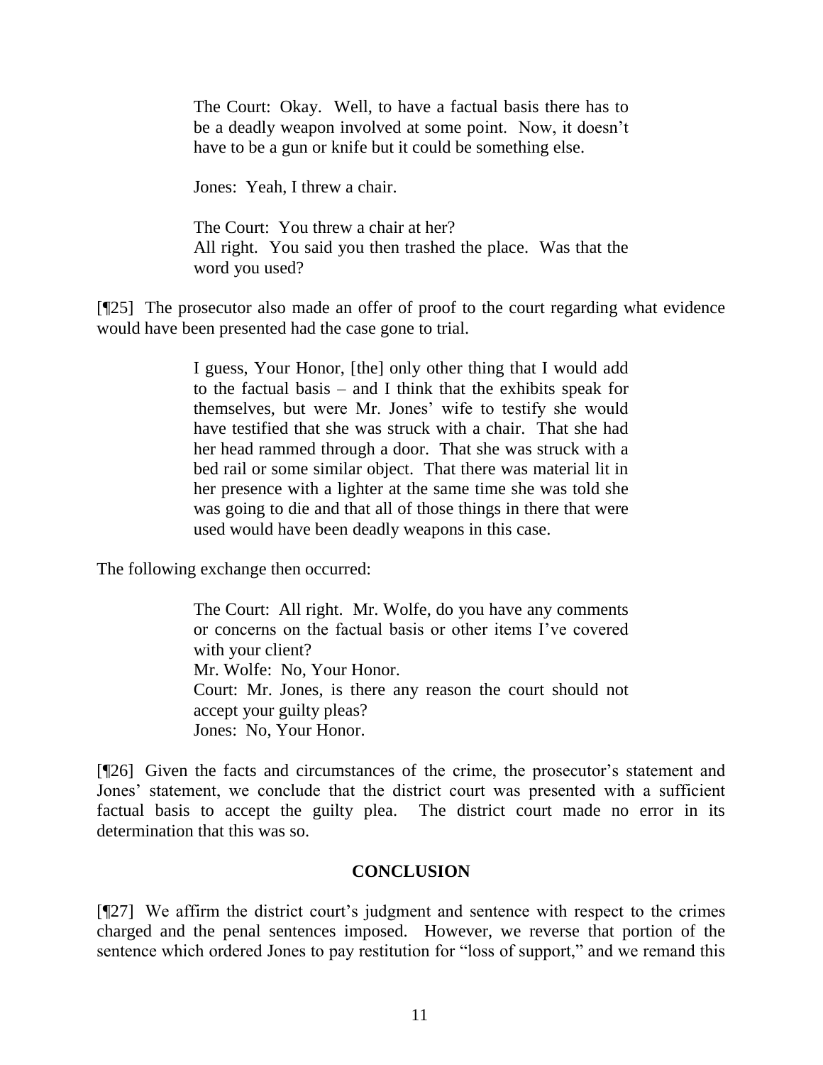> The Court: Okay. Well, to have a factual basis there has to be a deadly weapon involved at some point. Now, it doesn't have to be a gun or knife but it could be something else.
>
> Jones: Yeah, I threw a chair.
>
> The Court: You threw a chair at her?
> All right. You said you then trashed the place. Was that the word you used?

[¶25] The prosecutor also made an offer of proof to the court regarding what evidence would have been presented had the case gone to trial.

> I guess, Your Honor, [the] only other thing that I would add to the factual basis – and I think that the exhibits speak for themselves, but were Mr. Jones' wife to testify she would have testified that she was struck with a chair. That she had her head rammed through a door. That she was struck with a bed rail or some similar object. That there was material lit in her presence with a lighter at the same time she was told she was going to die and that all of those things in there that were used would have been deadly weapons in this case.

The following exchange then occurred:

> The Court: All right. Mr. Wolfe, do you have any comments or concerns on the factual basis or other items I've covered with your client?
> Mr. Wolfe: No, Your Honor.
> Court: Mr. Jones, is there any reason the court should not accept your guilty pleas?
> Jones: No, Your Honor.

[¶26] Given the facts and circumstances of the crime, the prosecutor's statement and Jones' statement, we conclude that the district court was presented with a sufficient factual basis to accept the guilty plea. The district court made no error in its determination that this was so.

## CONCLUSION

[¶27] We affirm the district court's judgment and sentence with respect to the crimes charged and the penal sentences imposed. However, we reverse that portion of the sentence which ordered Jones to pay restitution for "loss of support," and we remand this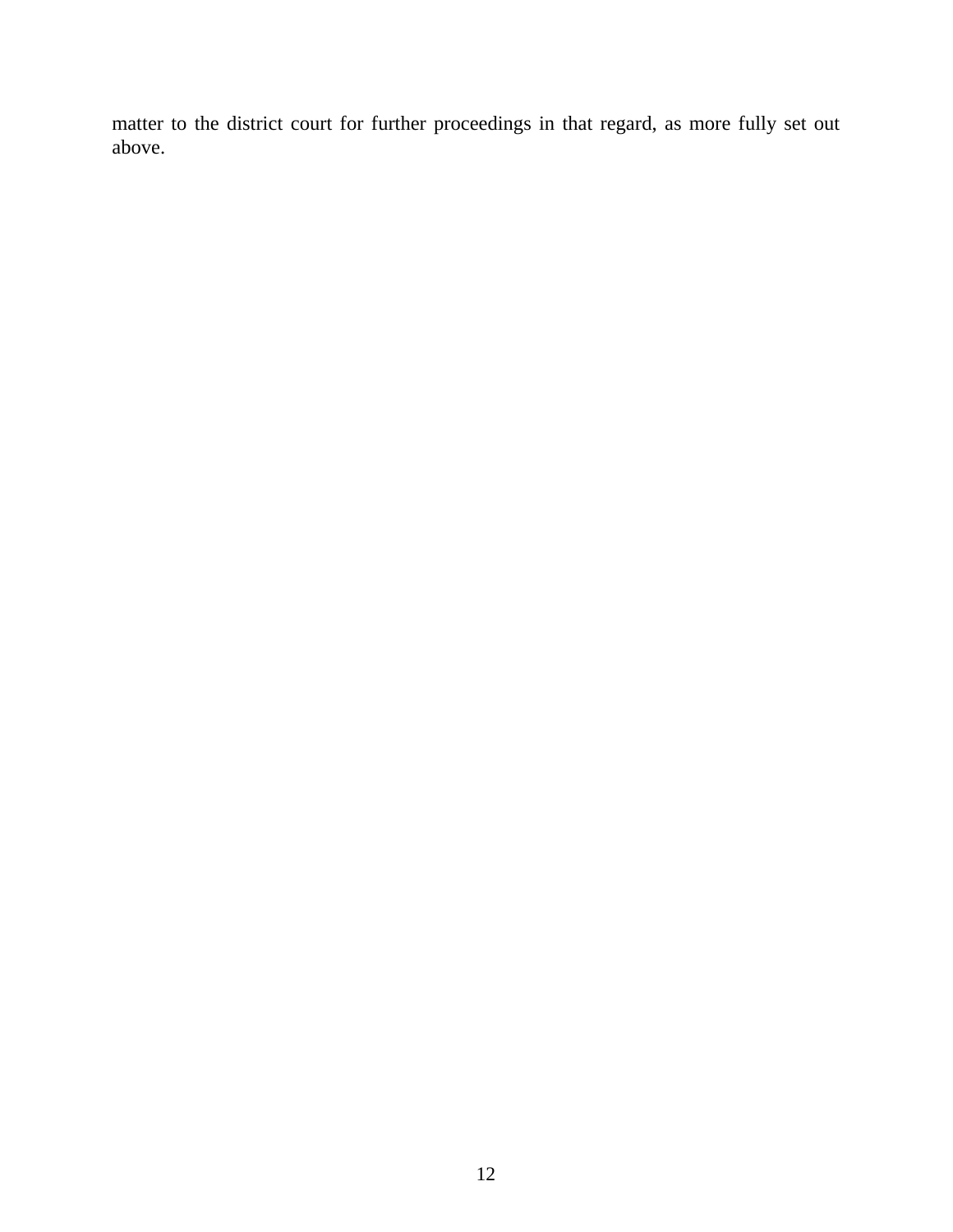matter to the district court for further proceedings in that regard, as more fully set out above.